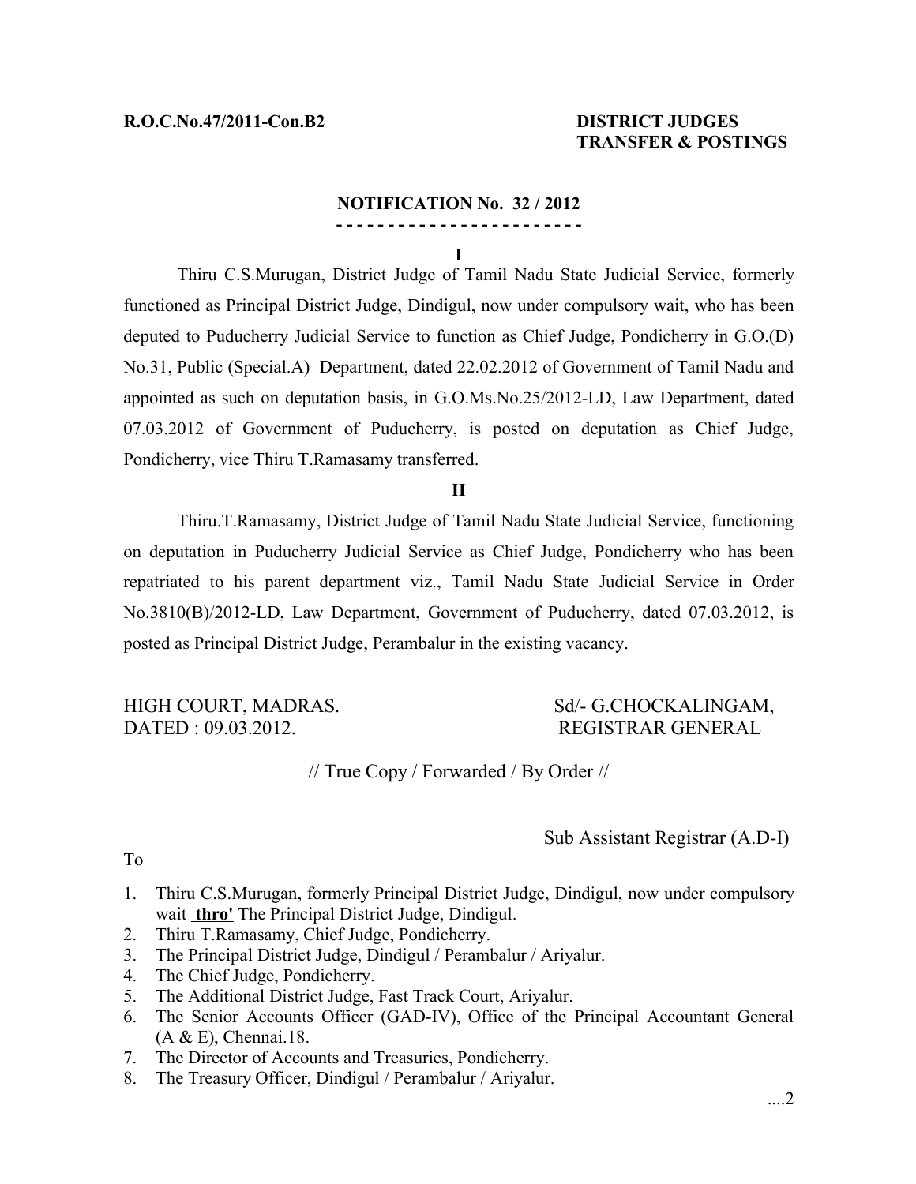**R.O.C.No.47/2011-Con.B2** **DISTRICT JUDGES TRANSFER & POSTINGS**

**NOTIFICATION No. 32 / 2012**

**- - - - - - - - - - - - - - - - - - - - - - -**

**I**

Thiru C.S.Murugan, District Judge of Tamil Nadu State Judicial Service, formerly functioned as Principal District Judge, Dindigul, now under compulsory wait, who has been deputed to Puducherry Judicial Service to function as Chief Judge, Pondicherry in G.O.(D) No.31, Public (Special.A) Department, dated 22.02.2012 of Government of Tamil Nadu and appointed as such on deputation basis, in G.O.Ms.No.25/2012-LD, Law Department, dated 07.03.2012 of Government of Puducherry, is posted on deputation as Chief Judge, Pondicherry, vice Thiru T.Ramasamy transferred.

**II**

Thiru.T.Ramasamy, District Judge of Tamil Nadu State Judicial Service, functioning on deputation in Puducherry Judicial Service as Chief Judge, Pondicherry who has been repatriated to his parent department viz., Tamil Nadu State Judicial Service in Order No.3810(B)/2012-LD, Law Department, Government of Puducherry, dated 07.03.2012, is posted as Principal District Judge, Perambalur in the existing vacancy.

HIGH COURT, MADRAS.  
DATED : 09.03.2012.

Sd/- G.CHOCKALINGAM,  
REGISTRAR GENERAL

// True Copy / Forwarded / By Order //

Sub Assistant Registrar (A.D-I)

To

1. Thiru C.S.Murugan, formerly Principal District Judge, Dindigul, now under compulsory wait **thro'** The Principal District Judge, Dindigul.
2. Thiru T.Ramasamy, Chief Judge, Pondicherry.
3. The Principal District Judge, Dindigul / Perambalur / Ariyalur.
4. The Chief Judge, Pondicherry.
5. The Additional District Judge, Fast Track Court, Ariyalur.
6. The Senior Accounts Officer (GAD-IV), Office of the Principal Accountant General (A & E), Chennai.18.
7. The Director of Accounts and Treasuries, Pondicherry.
8. The Treasury Officer, Dindigul / Perambalur / Ariyalur.

....2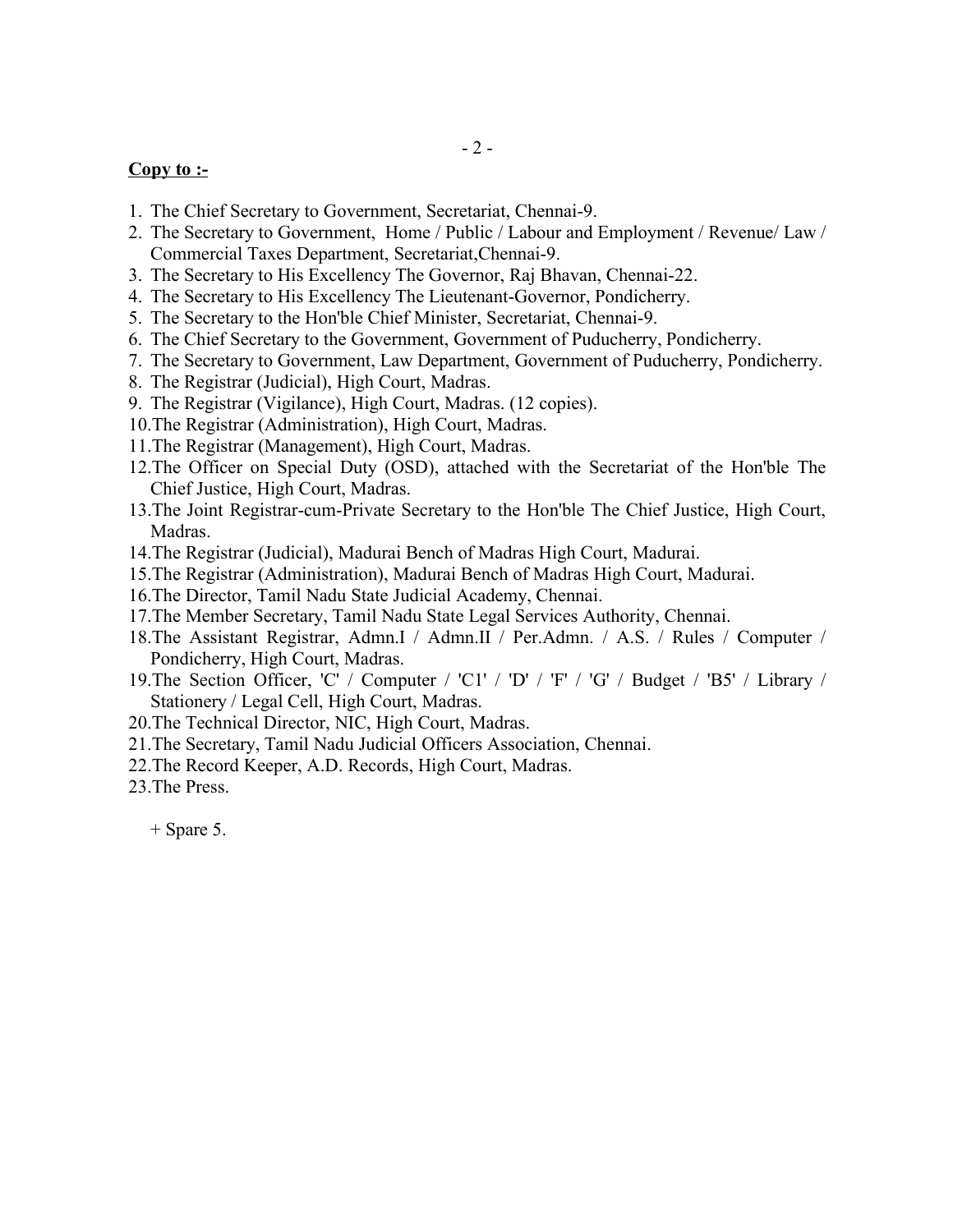**Copy to :-**

1. The Chief Secretary to Government, Secretariat, Chennai-9.
2. The Secretary to Government, Home / Public / Labour and Employment / Revenue/ Law / Commercial Taxes Department, Secretariat,Chennai-9.
3. The Secretary to His Excellency The Governor, Raj Bhavan, Chennai-22.
4. The Secretary to His Excellency The Lieutenant-Governor, Pondicherry.
5. The Secretary to the Hon'ble Chief Minister, Secretariat, Chennai-9.
6. The Chief Secretary to the Government, Government of Puducherry, Pondicherry.
7. The Secretary to Government, Law Department, Government of Puducherry, Pondicherry.
8. The Registrar (Judicial), High Court, Madras.
9. The Registrar (Vigilance), High Court, Madras. (12 copies).
10. The Registrar (Administration), High Court, Madras.
11. The Registrar (Management), High Court, Madras.
12. The Officer on Special Duty (OSD), attached with the Secretariat of the Hon'ble The Chief Justice, High Court, Madras.
13. The Joint Registrar-cum-Private Secretary to the Hon'ble The Chief Justice, High Court, Madras.
14. The Registrar (Judicial), Madurai Bench of Madras High Court, Madurai.
15. The Registrar (Administration), Madurai Bench of Madras High Court, Madurai.
16. The Director, Tamil Nadu State Judicial Academy, Chennai.
17. The Member Secretary, Tamil Nadu State Legal Services Authority, Chennai.
18. The Assistant Registrar, Admn.I / Admn.II / Per.Admn. / A.S. / Rules / Computer / Pondicherry, High Court, Madras.
19. The Section Officer, 'C' / Computer / 'C1' / 'D' / 'F' / 'G' / Budget / 'B5' / Library / Stationery / Legal Cell, High Court, Madras.
20. The Technical Director, NIC, High Court, Madras.
21. The Secretary, Tamil Nadu Judicial Officers Association, Chennai.
22. The Record Keeper, A.D. Records, High Court, Madras.
23. The Press.

+ Spare 5.